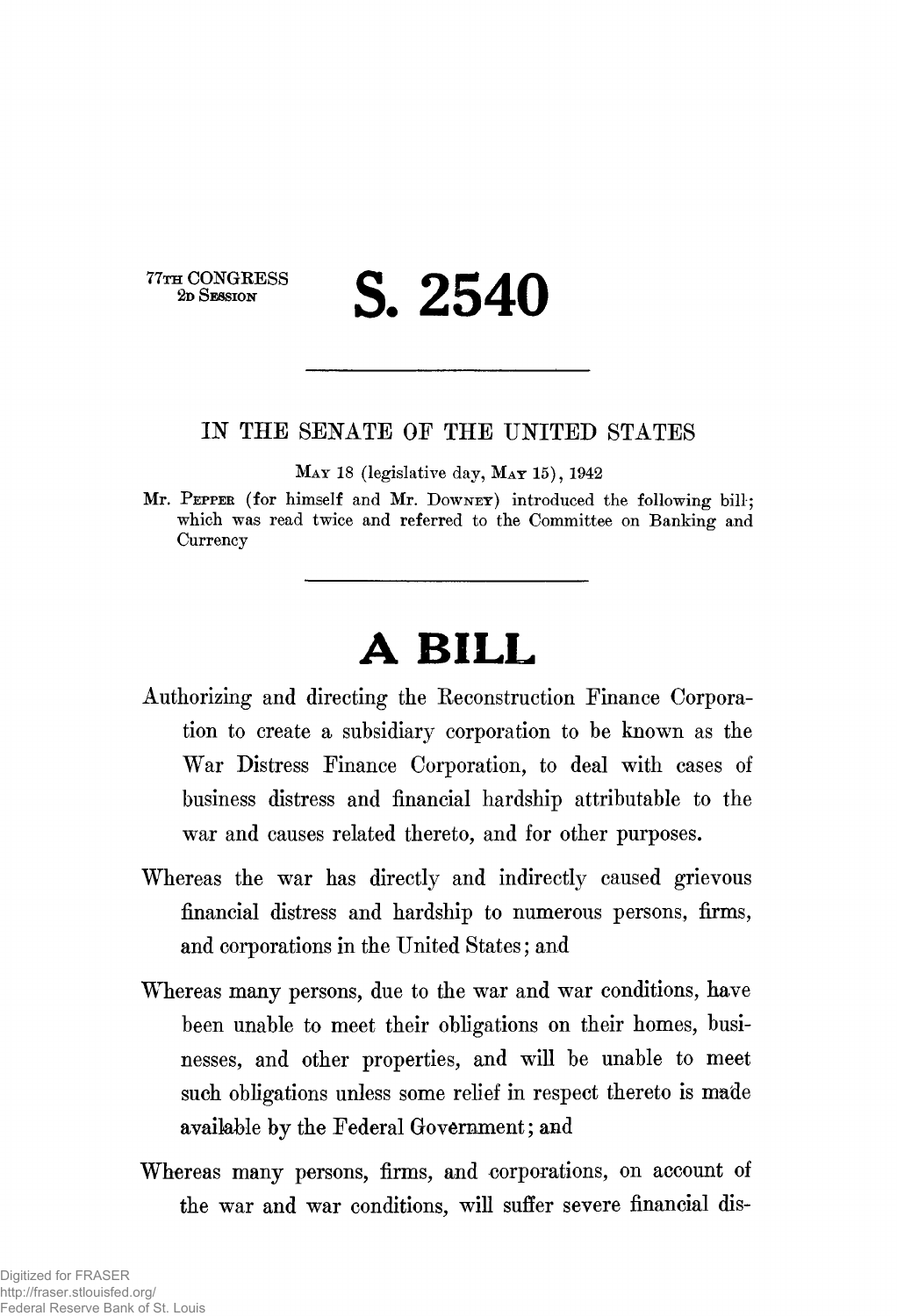77TH CONGRESS
2D SESSION

# S. 2540

---

## IN THE SENATE OF THE UNITED STATES

MAY 18 (legislative day, MAY 15), 1942

Mr. PEPPER (for himself and Mr. DOWNEY) introduced the following bill; which was read twice and referred to the Committee on Banking and Currency

---

# A BILL

Authorizing and directing the Reconstruction Finance Corporation to create a subsidiary corporation to be known as the War Distress Finance Corporation, to deal with cases of business distress and financial hardship attributable to the war and causes related thereto, and for other purposes.

Whereas the war has directly and indirectly caused grievous financial distress and hardship to numerous persons, firms, and corporations in the United States; and

Whereas many persons, due to the war and war conditions, have been unable to meet their obligations on their homes, businesses, and other properties, and will be unable to meet such obligations unless some relief in respect thereto is made available by the Federal Government; and

Whereas many persons, firms, and corporations, on account of the war and war conditions, will suffer severe financial dis-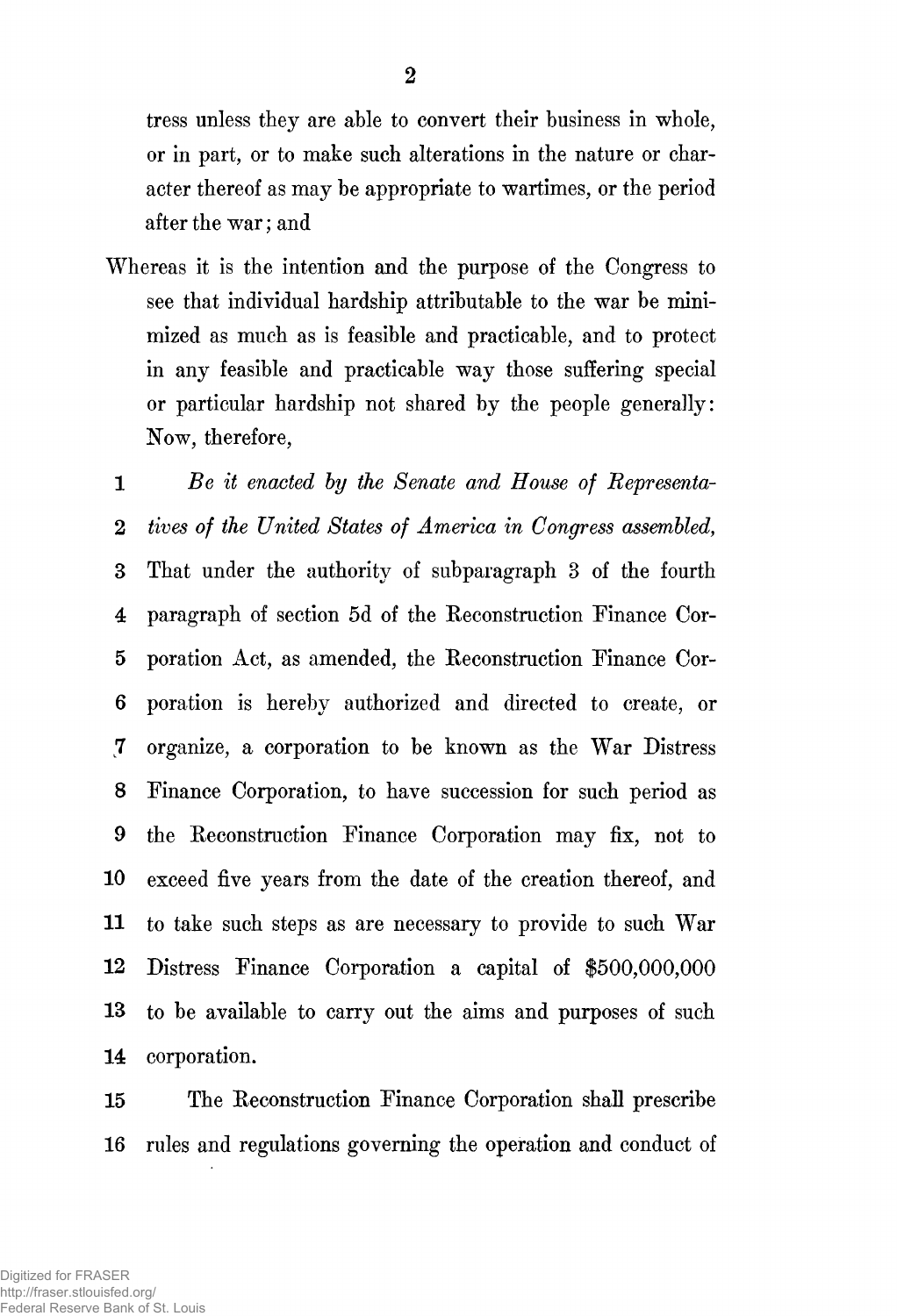tress unless they are able to convert their business in whole, or in part, or to make such alterations in the nature or character thereof as may be appropriate to wartimes, or the period after the war; and

Whereas it is the intention and the purpose of the Congress to see that individual hardship attributable to the war be minimized as much as is feasible and practicable, and to protect in any feasible and practicable way those suffering special or particular hardship not shared by the people generally: Now, therefore,

1 *Be it enacted by the Senate and House of Representa-*
2 *tives of the United States of America in Congress assembled,*
3 That under the authority of subparagraph 3 of the fourth
4 paragraph of section 5d of the Reconstruction Finance Cor-
5 poration Act, as amended, the Reconstruction Finance Cor-
6 poration is hereby authorized and directed to create, or
7 organize, a corporation to be known as the War Distress
8 Finance Corporation, to have succession for such period as
9 the Reconstruction Finance Corporation may fix, not to
10 exceed five years from the date of the creation thereof, and
11 to take such steps as are necessary to provide to such War
12 Distress Finance Corporation a capital of $500,000,000
13 to be available to carry out the aims and purposes of such
14 corporation.

15 The Reconstruction Finance Corporation shall prescribe
16 rules and regulations governing the operation and conduct of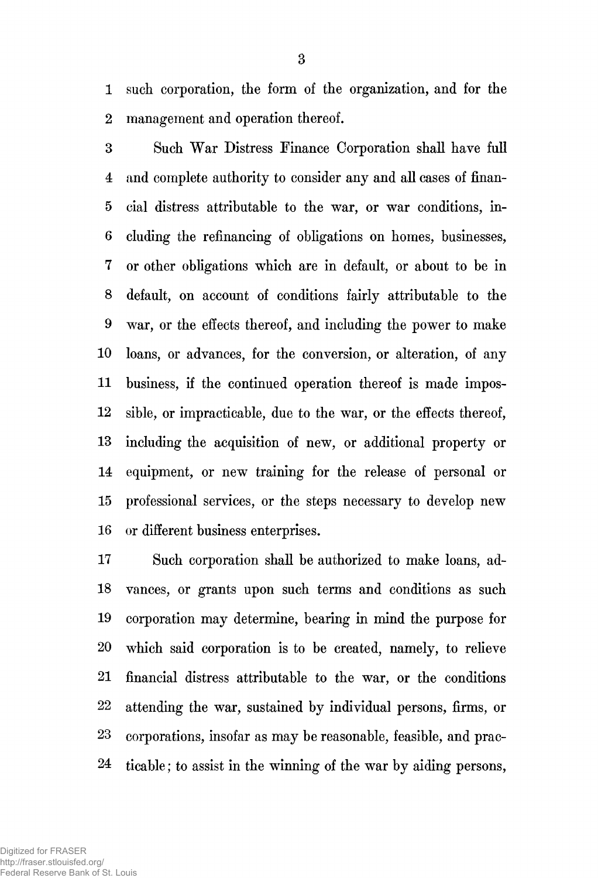such corporation, the form of the organization, and for the management and operation thereof.

Such War Distress Finance Corporation shall have full and complete authority to consider any and all cases of financial distress attributable to the war, or war conditions, including the refinancing of obligations on homes, businesses, or other obligations which are in default, or about to be in default, on account of conditions fairly attributable to the war, or the effects thereof, and including the power to make loans, or advances, for the conversion, or alteration, of any business, if the continued operation thereof is made impossible, or impracticable, due to the war, or the effects thereof, including the acquisition of new, or additional property or equipment, or new training for the release of personal or professional services, or the steps necessary to develop new or different business enterprises.

Such corporation shall be authorized to make loans, advances, or grants upon such terms and conditions as such corporation may determine, bearing in mind the purpose for which said corporation is to be created, namely, to relieve financial distress attributable to the war, or the conditions attending the war, sustained by individual persons, firms, or corporations, insofar as may be reasonable, feasible, and practicable; to assist in the winning of the war by aiding persons,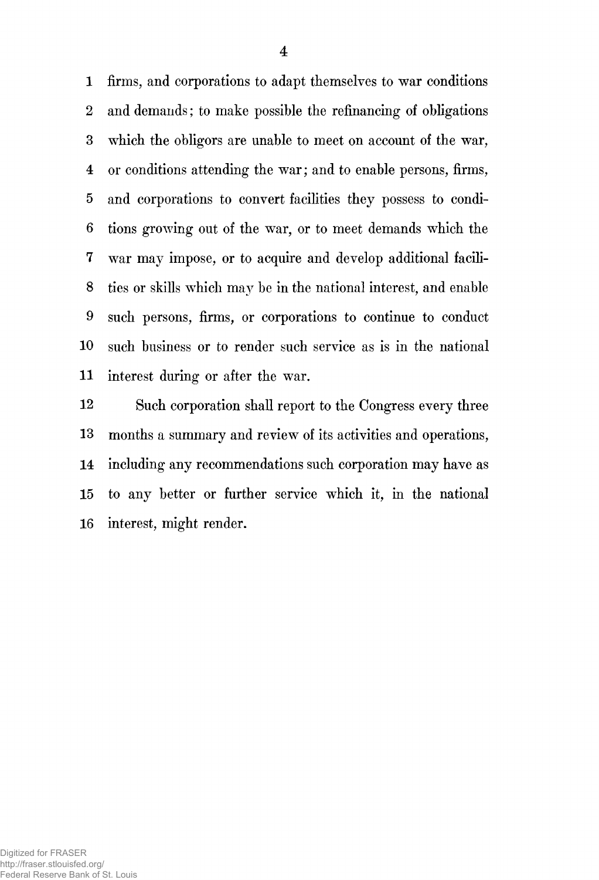firms, and corporations to adapt themselves to war conditions and demands; to make possible the refinancing of obligations which the obligors are unable to meet on account of the war, or conditions attending the war; and to enable persons, firms, and corporations to convert facilities they possess to conditions growing out of the war, or to meet demands which the war may impose, or to acquire and develop additional facilities or skills which may be in the national interest, and enable such persons, firms, or corporations to continue to conduct such business or to render such service as is in the national interest during or after the war.

Such corporation shall report to the Congress every three months a summary and review of its activities and operations, including any recommendations such corporation may have as to any better or further service which it, in the national interest, might render.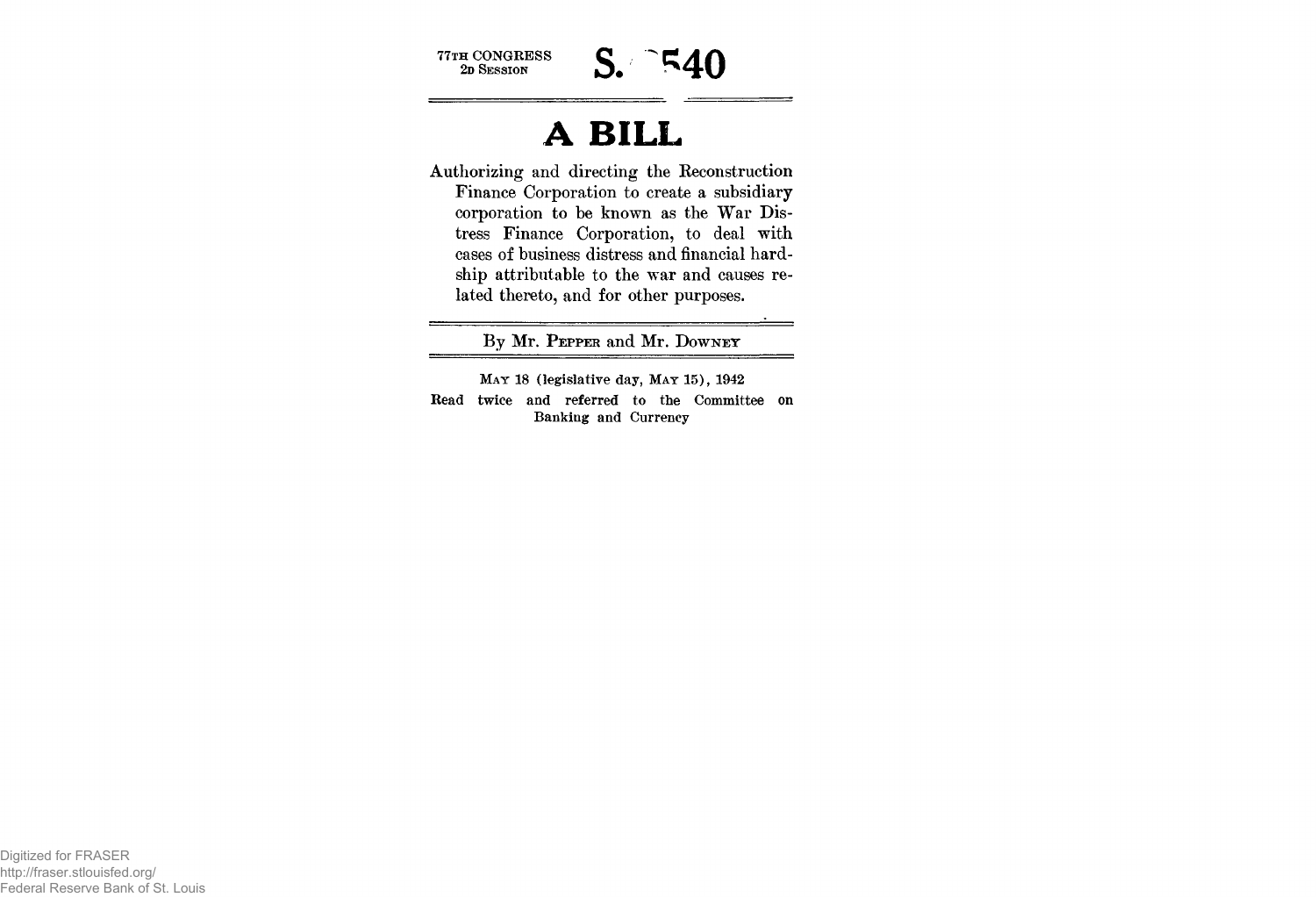77TH CONGRESS
2D SESSION

# S. 2540

# A BILL

Authorizing and directing the Reconstruction Finance Corporation to create a subsidiary corporation to be known as the War Distress Finance Corporation, to deal with cases of business distress and financial hardship attributable to the war and causes related thereto, and for other purposes.

By Mr. PEPPER and Mr. DOWNEY

MAY 18 (legislative day, MAY 15), 1942

Read twice and referred to the Committee on Banking and Currency